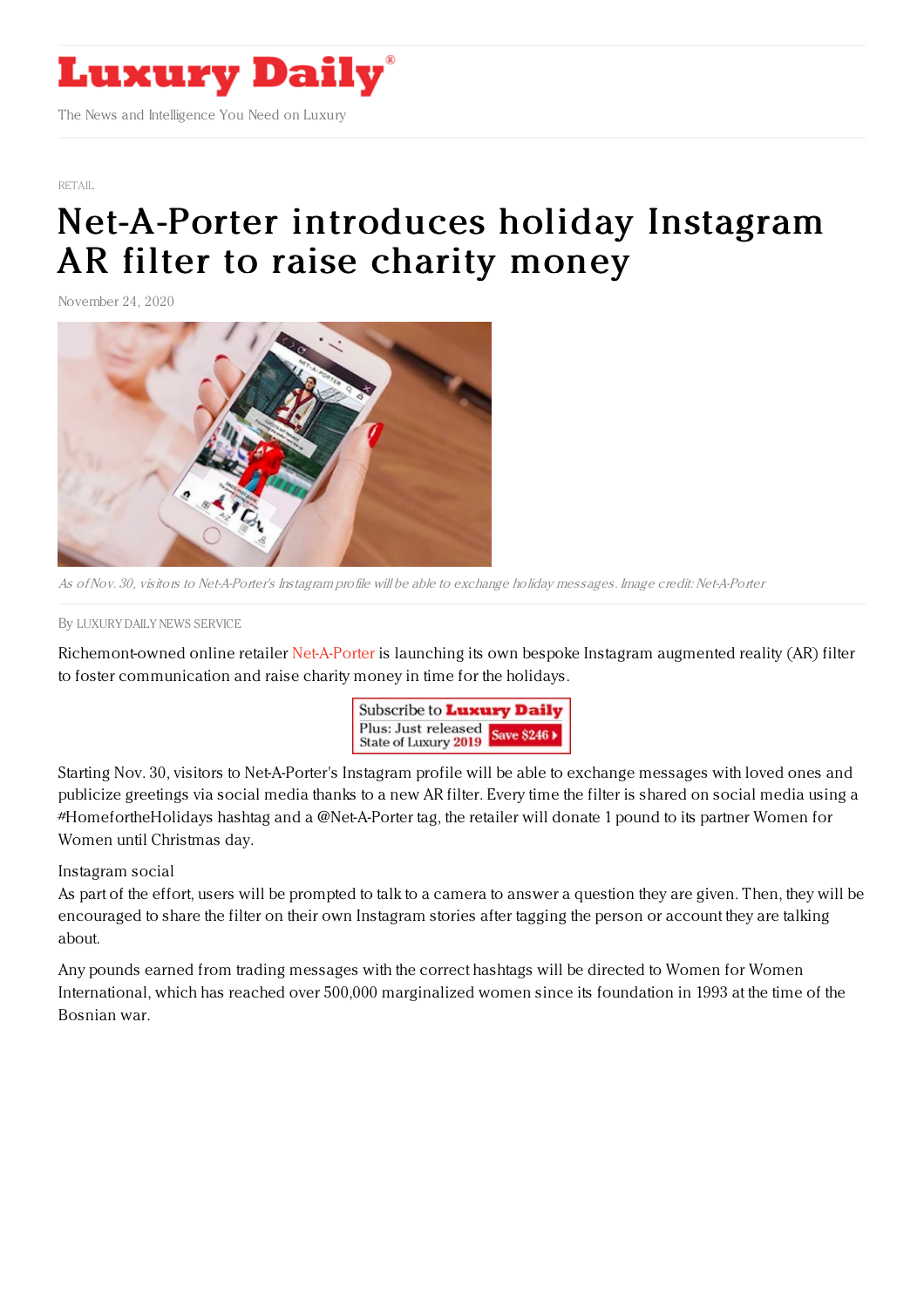RETAIL

# Net-A-Porter introduces holiday Instagram AR filter to raise charity money

November 24, 2020

*As of Nov. 30, visitors to Net-A-Porter's Instagram profile will be able to exchange holiday messages. Image credit: Net-A-Porter*

By LUXURY DAILY NEWS SERVICE

Richemont-owned online retailer Net-A-Porter is launching its own bespoke Instagram augmented reality (AR) filter to foster communication and raise charity money in time for the holidays.

Starting Nov. 30, visitors to Net-A-Porter's Instagram profile will be able to exchange messages with loved ones and publicize greetings via social media thanks to a new AR filter. Every time the filter is shared on social media using a #HomefortheHolidays hashtag and a @Net-A-Porter tag, the retailer will donate 1 pound to its partner Women for Women until Christmas day.

## Instagram social

As part of the effort, users will be prompted to talk to a camera to answer a question they are given. Then, they will be encouraged to share the filter on their own Instagram stories after tagging the person or account they are talking about.

Any pounds earned from trading messages with the correct hashtags will be directed to Women for Women International, which has reached over 500,000 marginalized women since its foundation in 1993 at the time of the Bosnian war.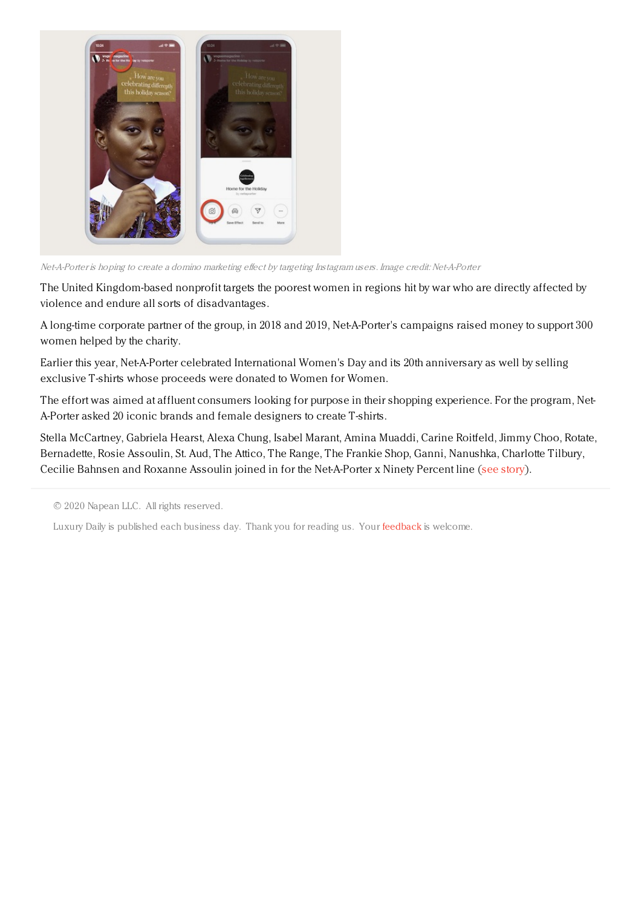*Net-A-Porter is hoping to create a domino marketing effect by targeting Instagram users. Image credit: Net-A-Porter*

The United Kingdom-based nonprofit targets the poorest women in regions hit by war who are directly affected by violence and endure all sorts of disadvantages.

A long-time corporate partner of the group, in 2018 and 2019, Net-A-Porter's campaigns raised money to support 300 women helped by the charity.

Earlier this year, Net-A-Porter celebrated International Women's Day and its 20th anniversary as well by selling exclusive T-shirts whose proceeds were donated to Women for Women.

The effort was aimed at affluent consumers looking for purpose in their shopping experience. For the program, Net-A-Porter asked 20 iconic brands and female designers to create T-shirts.

Stella McCartney, Gabriela Hearst, Alexa Chung, Isabel Marant, Amina Muaddi, Carine Roitfeld, Jimmy Choo, Rotate, Bernadette, Rosie Assoulin, St. Aud, The Attico, The Range, The Frankie Shop, Ganni, Nanushka, Charlotte Tilbury, Cecilie Bahnsen and Roxanne Assoulin joined in for the Net-A-Porter x Ninety Percent line (see story).

© 2020 Napean LLC. All rights reserved.

Luxury Daily is published each business day. Thank you for reading us. Your feedback is welcome.